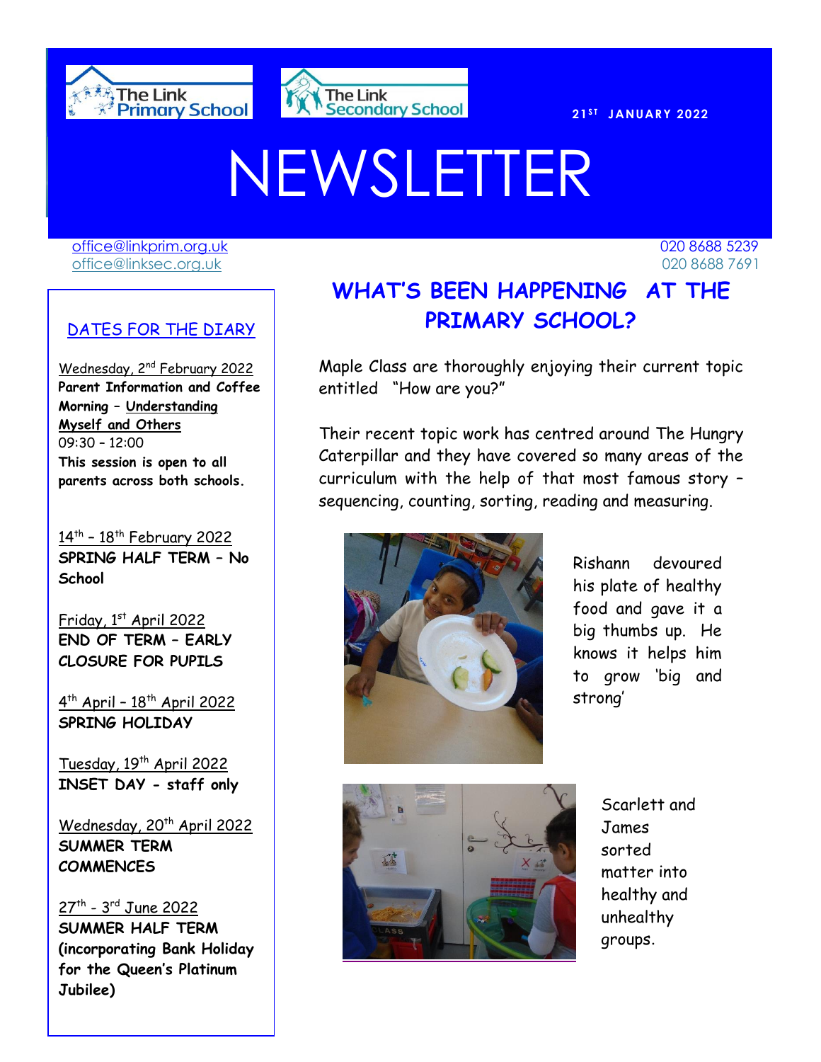The Link Primary School
The Link Secondary School

21ST JANUARY 2022

# NEWSLETTER

office@linkprim.org.uk 020 8688 5239
office@linksec.org.uk 020 8688 7691

## WHAT'S BEEN HAPPENING AT THE PRIMARY SCHOOL?

Maple Class are thoroughly enjoying their current topic entitled "How are you?"

Their recent topic work has centred around The Hungry Caterpillar and they have covered so many areas of the curriculum with the help of that most famous story – sequencing, counting, sorting, reading and measuring.

Rishann devoured his plate of healthy food and gave it a big thumbs up. He knows it helps him to grow 'big and strong'

Scarlett and James sorted matter into healthy and unhealthy groups.

## DATES FOR THE DIARY

Wednesday, 2nd February 2022
**Parent Information and Coffee Morning – Understanding Myself and Others**
09:30 – 12:00
**This session is open to all parents across both schools.**

14th – 18th February 2022
**SPRING HALF TERM – No School**

Friday, 1st April 2022
**END OF TERM – EARLY CLOSURE FOR PUPILS**

4th April – 18th April 2022
**SPRING HOLIDAY**

Tuesday, 19th April 2022
**INSET DAY - staff only**

Wednesday, 20th April 2022
**SUMMER TERM COMMENCES**

27th - 3rd June 2022
**SUMMER HALF TERM (incorporating Bank Holiday for the Queen's Platinum Jubilee)**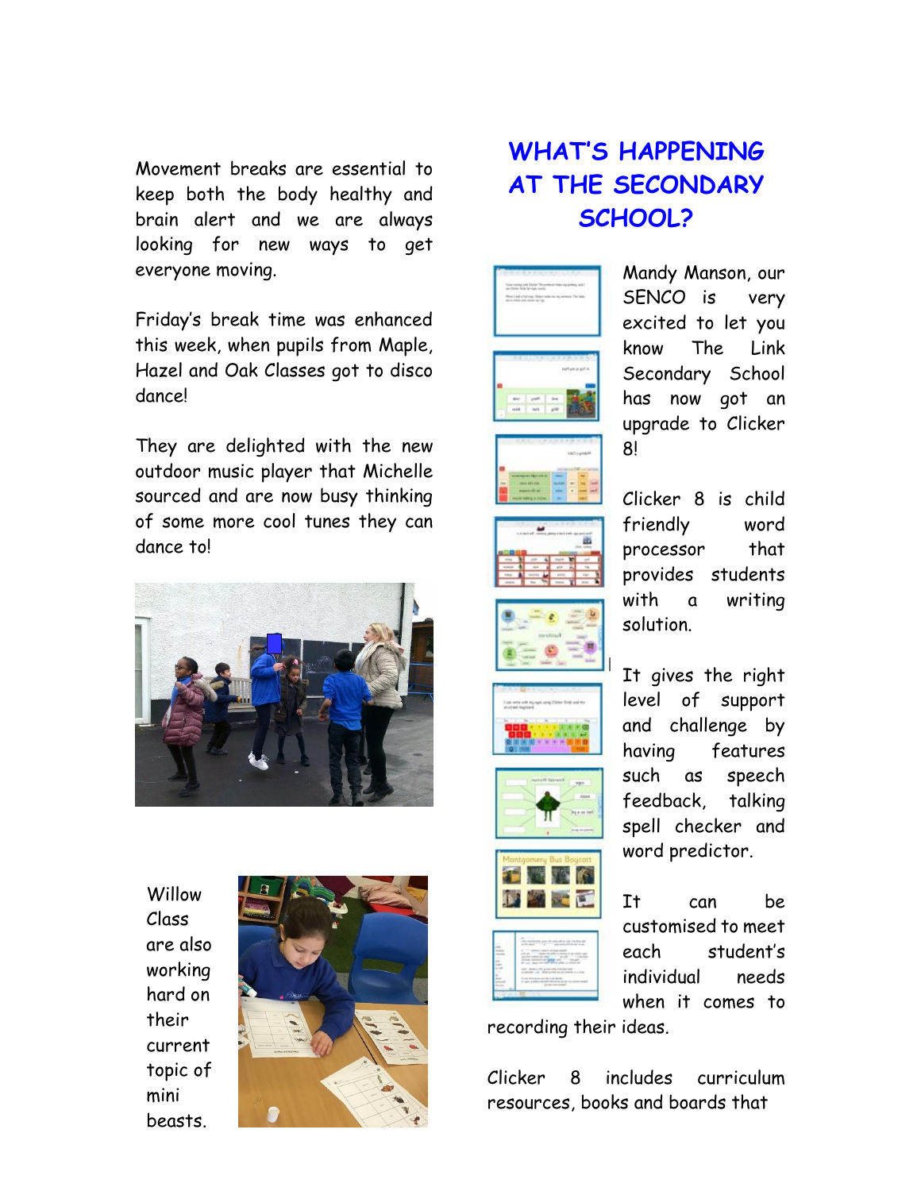Movement breaks are essential to keep both the body healthy and brain alert and we are always looking for new ways to get everyone moving.

Friday's break time was enhanced this week, when pupils from Maple, Hazel and Oak Classes got to disco dance!

They are delighted with the new outdoor music player that Michelle sourced and are now busy thinking of some more cool tunes they can dance to!

Willow Class are also working hard on their current topic of mini beasts.

## WHAT'S HAPPENING AT THE SECONDARY SCHOOL?

Mandy Manson, our SENCO is very excited to let you know The Link Secondary School has now got an upgrade to Clicker 8!

Clicker 8 is child friendly word processor that provides students with a writing solution.

It gives the right level of support and challenge by having features such as speech feedback, talking spell checker and word predictor.

It can be customised to meet each student's individual needs when it comes to recording their ideas.

Clicker 8 includes curriculum resources, books and boards that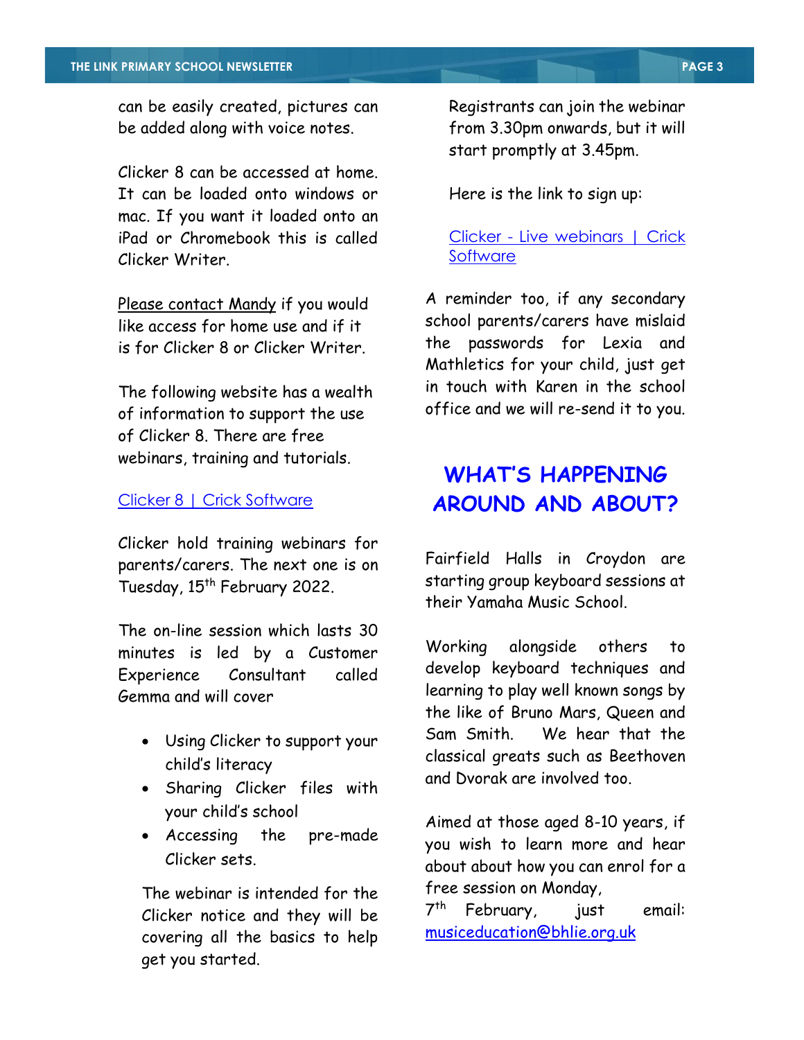can be easily created, pictures can be added along with voice notes.

Clicker 8 can be accessed at home. It can be loaded onto windows or mac. If you want it loaded onto an iPad or Chromebook this is called Clicker Writer.

Please contact Mandy if you would like access for home use and if it is for Clicker 8 or Clicker Writer.

The following website has a wealth of information to support the use of Clicker 8. There are free webinars, training and tutorials.

Clicker 8 | Crick Software

Clicker hold training webinars for parents/carers. The next one is on Tuesday, 15th February 2022.

The on-line session which lasts 30 minutes is led by a Customer Experience Consultant called Gemma and will cover

- Using Clicker to support your child's literacy
- Sharing Clicker files with your child's school
- Accessing the pre-made Clicker sets.

The webinar is intended for the Clicker notice and they will be covering all the basics to help get you started.

Registrants can join the webinar from 3.30pm onwards, but it will start promptly at 3.45pm.

Here is the link to sign up:

Clicker - Live webinars | Crick Software

A reminder too, if any secondary school parents/carers have mislaid the passwords for Lexia and Mathletics for your child, just get in touch with Karen in the school office and we will re-send it to you.

## WHAT'S HAPPENING AROUND AND ABOUT?

Fairfield Halls in Croydon are starting group keyboard sessions at their Yamaha Music School.

Working alongside others to develop keyboard techniques and learning to play well known songs by the like of Bruno Mars, Queen and Sam Smith. We hear that the classical greats such as Beethoven and Dvorak are involved too.

Aimed at those aged 8-10 years, if you wish to learn more and hear about about how you can enrol for a free session on Monday, 7th February, just email: musiceducation@bhlie.org.uk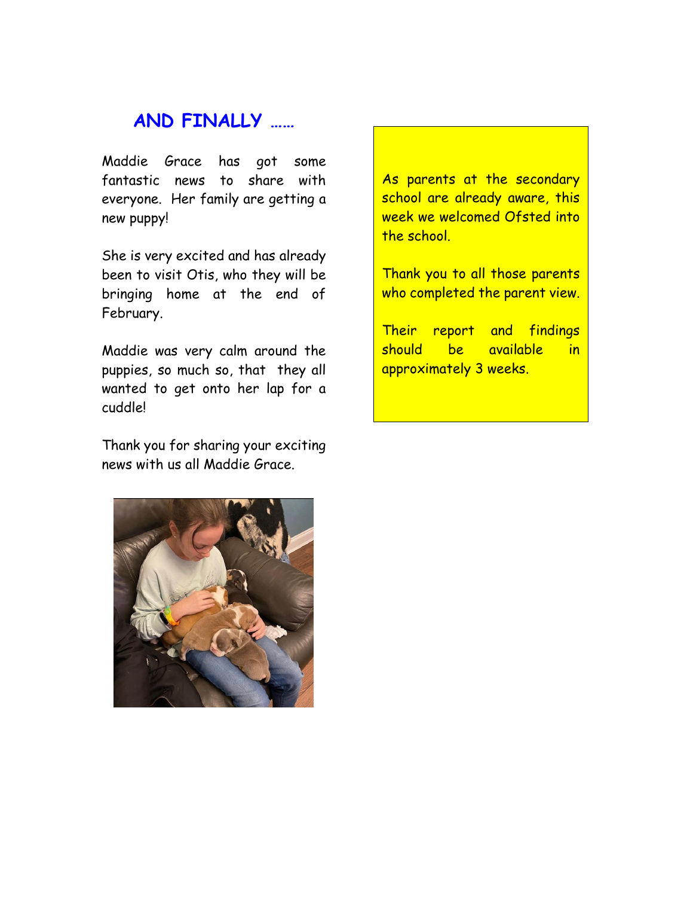## AND FINALLY ……

Maddie Grace has got some fantastic news to share with everyone. Her family are getting a new puppy!

She is very excited and has already been to visit Otis, who they will be bringing home at the end of February.

Maddie was very calm around the puppies, so much so, that they all wanted to get onto her lap for a cuddle!

Thank you for sharing your exciting news with us all Maddie Grace.

As parents at the secondary school are already aware, this week we welcomed Ofsted into the school.

Thank you to all those parents who completed the parent view.

Their report and findings should be available in approximately 3 weeks.